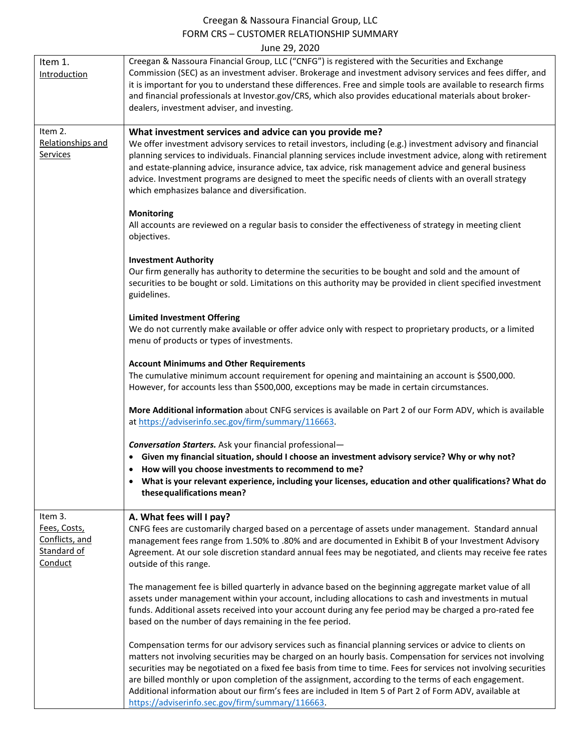Creegan & Nassoura Financial Group, LLC

FORM CRS – CUSTOMER RELATIONSHIP SUMMARY

June 29, 2020

| | |
|---|---|
| Item 1. Introduction | Creegan & Nassoura Financial Group, LLC ("CNFG") is registered with the Securities and Exchange Commission (SEC) as an investment adviser. Brokerage and investment advisory services and fees differ, and it is important for you to understand these differences. Free and simple tools are available to research firms and financial professionals at Investor.gov/CRS, which also provides educational materials about broker-dealers, investment adviser, and investing. |
| Item 2. Relationships and Services | **What investment services and advice can you provide me?**<br>We offer investment advisory services to retail investors, including (e.g.) investment advisory and financial planning services to individuals. Financial planning services include investment advice, along with retirement and estate-planning advice, insurance advice, tax advice, risk management advice and general business advice. Investment programs are designed to meet the specific needs of clients with an overall strategy which emphasizes balance and diversification.<br><br>**Monitoring**<br>All accounts are reviewed on a regular basis to consider the effectiveness of strategy in meeting client objectives.<br><br>**Investment Authority**<br>Our firm generally has authority to determine the securities to be bought and sold and the amount of securities to be bought or sold. Limitations on this authority may be provided in client specified investment guidelines.<br><br>**Limited Investment Offering**<br>We do not currently make available or offer advice only with respect to proprietary products, or a limited menu of products or types of investments.<br><br>**Account Minimums and Other Requirements**<br>The cumulative minimum account requirement for opening and maintaining an account is $500,000. However, for accounts less than $500,000, exceptions may be made in certain circumstances.<br><br>**More Additional information** about CNFG services is available on Part 2 of our Form ADV, which is available at https://adviserinfo.sec.gov/firm/summary/116663.<br><br>***Conversation Starters.*** Ask your financial professional—<br>• **Given my financial situation, should I choose an investment advisory service? Why or why not?**<br>• **How will you choose investments to recommend to me?**<br>• **What is your relevant experience, including your licenses, education and other qualifications? What do these qualifications mean?** |
| Item 3. Fees, Costs, Conflicts, and Standard of Conduct | **A. What fees will I pay?**<br>CNFG fees are customarily charged based on a percentage of assets under management. Standard annual management fees range from 1.50% to .80% and are documented in Exhibit B of your Investment Advisory Agreement. At our sole discretion standard annual fees may be negotiated, and clients may receive fee rates outside of this range.<br><br>The management fee is billed quarterly in advance based on the beginning aggregate market value of all assets under management within your account, including allocations to cash and investments in mutual funds. Additional assets received into your account during any fee period may be charged a pro-rated fee based on the number of days remaining in the fee period.<br><br>Compensation terms for our advisory services such as financial planning services or advice to clients on matters not involving securities may be charged on an hourly basis. Compensation for services not involving securities may be negotiated on a fixed fee basis from time to time. Fees for services not involving securities are billed monthly or upon completion of the assignment, according to the terms of each engagement. Additional information about our firm's fees are included in Item 5 of Part 2 of Form ADV, available at https://adviserinfo.sec.gov/firm/summary/116663. |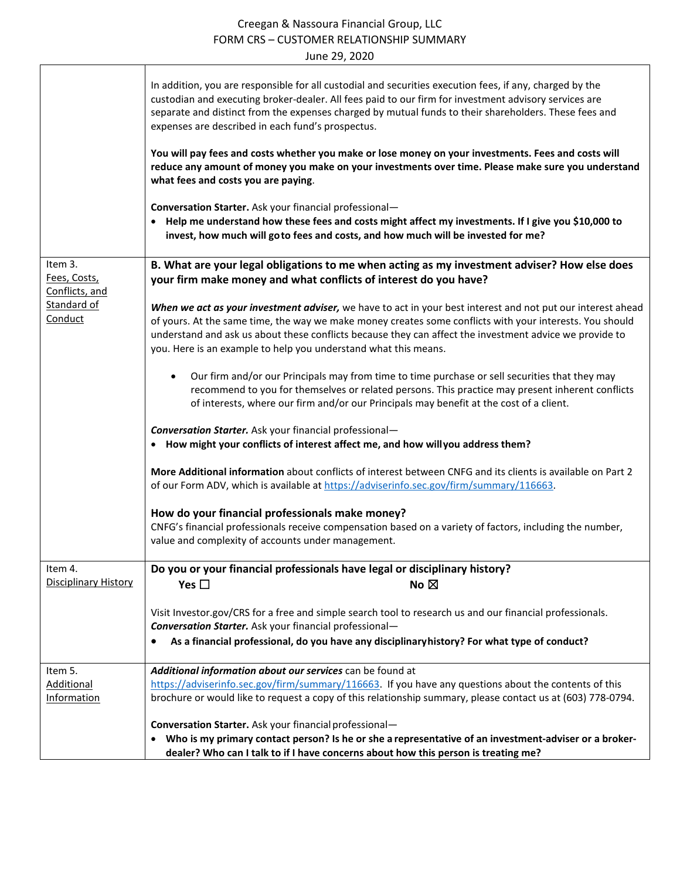| | |
|---|---|
| | In addition, you are responsible for all custodial and securities execution fees, if any, charged by the custodian and executing broker-dealer. All fees paid to our firm for investment advisory services are separate and distinct from the expenses charged by mutual funds to their shareholders. These fees and expenses are described in each fund's prospectus.<br><br>**You will pay fees and costs whether you make or lose money on your investments. Fees and costs will reduce any amount of money you make on your investments over time. Please make sure you understand what fees and costs you are paying**.<br><br>**Conversation Starter.** Ask your financial professional—<br>• **Help me understand how these fees and costs might affect my investments. If I give you $10,000 to invest, how much will goto fees and costs, and how much will be invested for me?** |
| Item 3.<br>Fees, Costs, Conflicts, and Standard of Conduct | **B. What are your legal obligations to me when acting as my investment adviser? How else does your firm make money and what conflicts of interest do you have?**<br><br>***When we act as your investment adviser,*** we have to act in your best interest and not put our interest ahead of yours. At the same time, the way we make money creates some conflicts with your interests. You should understand and ask us about these conflicts because they can affect the investment advice we provide to you. Here is an example to help you understand what this means.<br><br>• Our firm and/or our Principals may from time to time purchase or sell securities that they may recommend to you for themselves or related persons. This practice may present inherent conflicts of interests, where our firm and/or our Principals may benefit at the cost of a client.<br><br>***Conversation Starter.*** Ask your financial professional—<br>• **How might your conflicts of interest affect me, and how willyou address them?**<br><br>**More Additional information** about conflicts of interest between CNFG and its clients is available on Part 2 of our Form ADV, which is available at https://adviserinfo.sec.gov/firm/summary/116663.<br><br>**How do your financial professionals make money?**<br>CNFG's financial professionals receive compensation based on a variety of factors, including the number, value and complexity of accounts under management. |
| Item 4.<br>Disciplinary History | **Do you or your financial professionals have legal or disciplinary history?**<br>**Yes ☐** **No ☒**<br><br>Visit Investor.gov/CRS for a free and simple search tool to research us and our financial professionals.<br>***Conversation Starter.*** Ask your financial professional—<br>• **As a financial professional, do you have any disciplinaryhistory? For what type of conduct?** |
| Item 5.<br>Additional Information | ***Additional information about our services*** can be found at https://adviserinfo.sec.gov/firm/summary/116663. If you have any questions about the contents of this brochure or would like to request a copy of this relationship summary, please contact us at (603) 778-0794.<br><br>**Conversation Starter.** Ask your financial professional—<br>• **Who is my primary contact person? Is he or she a representative of an investment-adviser or a broker-dealer? Who can I talk to if I have concerns about how this person is treating me?** |